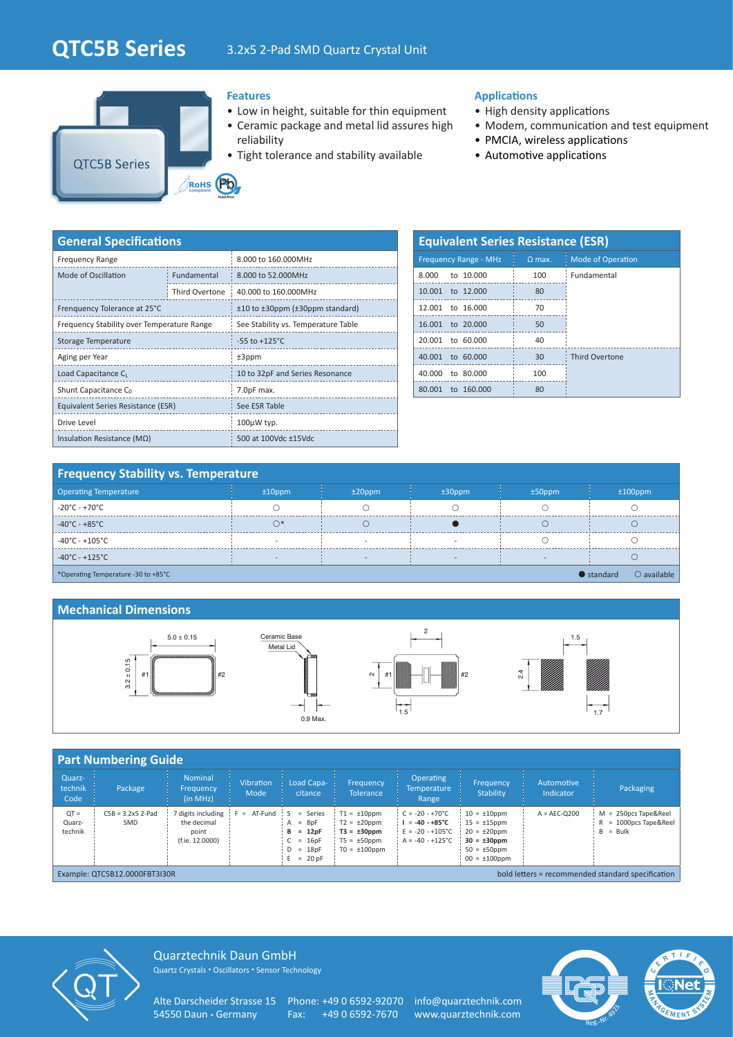# QTC5B Series

3.2x5 2-Pad SMD Quartz Crystal Unit

QTC5B Series

### Features

- Low in height, suitable for thin equipment
- Ceramic package and metal lid assures high reliability
- Tight tolerance and stability available

### Applications

- High density applications
- Modem, communication and test equipment
- PMCIA, wireless applications
- Automotive applications

## General Specifications

| | | |
|---|---|---|
| Frequency Range | | 8.000 to 160.000MHz |
| Mode of Oscillation | Fundamental | 8.000 to 52.000MHz |
| | Third Overtone | 40.000 to 160.000MHz |
| Frenquency Tolerance at 25°C | | ±10 to ±30ppm (±30ppm standard) |
| Frequency Stability over Temperature Range | | See Stability vs. Temperature Table |
| Storage Temperature | | -55 to +125°C |
| Aging per Year | | ±3ppm |
| Load Capacitance $C_L$ | | 10 to 32pF and Series Resonance |
| Shunt Capacitance $C_0$ | | 7.0pF max. |
| Equivalent Series Resistance (ESR) | | See ESR Table |
| Drive Level | | 100µW typ. |
| Insulation Resistance (MΩ) | | 500 at 100Vdc ±15Vdc |

## Equivalent Series Resistance (ESR)

| Frequency Range - MHz | Ω max. | Mode of Operation |
|---|---|---|
| 8.000 to 10.000 | 100 | Fundamental |
| 10.001 to 12.000 | 80 | |
| 12.001 to 16.000 | 70 | |
| 16.001 to 20.000 | 50 | |
| 20.001 to 60.000 | 40 | |
| 40.001 to 60.000 | 30 | Third Overtone |
| 40.000 to 80.000 | 100 | |
| 80.001 to 160.000 | 80 | |

## Frequency Stability vs. Temperature

| Operating Temperature | ±10ppm | ±20ppm | ±30ppm | ±50ppm | ±100ppm |
|---|---|---|---|---|---|
| -20°C - +70°C | ○ | ○ | ○ | ○ | ○ |
| -40°C - +85°C | ○* | ○ | ● | ○ | ○ |
| -40°C - +105°C | - | - | - | ○ | ○ |
| -40°C - +125°C | - | - | - | - | ○ |

*Operating Temperature -30 to +85°C

● standard ○ available

## Mechanical Dimensions

5.0 ± 0.15; 3.2 ± 0.15; #1; #2; Ceramic Base; Metal Lid; 0.9 Max.; 2; 2; 1.5; 1.5; 2.4; 1.7

## Part Numbering Guide

| Quarz-technik Code | Package | Nominal Frequency (in MHz) | Vibration Mode | Load Capa-citance | Frequency Tolerance | Operating Temperature Range | Frequency Stability | Automotive Indicator | Packaging |
|---|---|---|---|---|---|---|---|---|---|
| QT = Quarz-technik | C5B = 3.2x5 2-Pad SMD | 7 digits including the decimal point (f.ie. 12.0000) | F = AT-Fund | S = Series<br>A = 8pF<br>**B = 12pF**<br>C = 16pF<br>D = 18pF<br>E = 20 pF | T1 = ±10ppm<br>T2 = ±20ppm<br>**T3 = ±30ppm**<br>T5 = ±50ppm<br>T0 = ±100ppm | C = -20 - +70°C<br>**I = -40 - +85°C**<br>E = -20 - +105°C<br>A = -40 - +125°C | 10 = ±10ppm<br>15 = ±15ppm<br>20 = ±20ppm<br>**30 = ±30ppm**<br>50 = ±50ppm<br>00 = ±100ppm | A = AEC-Q200 | M = 250pcs Tape&Reel<br>R = 1000pcs Tape&Reel<br>B = Bulk |

Example: QTC5B12.0000FBT3I30R

bold letters = recommended standard specification

Quarztechnik Daun GmbH
Quartz Crystals • Oscillators • Sensor Technology

Alte Darscheider Strasse 15
54550 Daun • Germany

Phone: +49 0 6592-92070
Fax: +49 0 6592-7670

info@quarztechnik.com
www.quarztechnik.com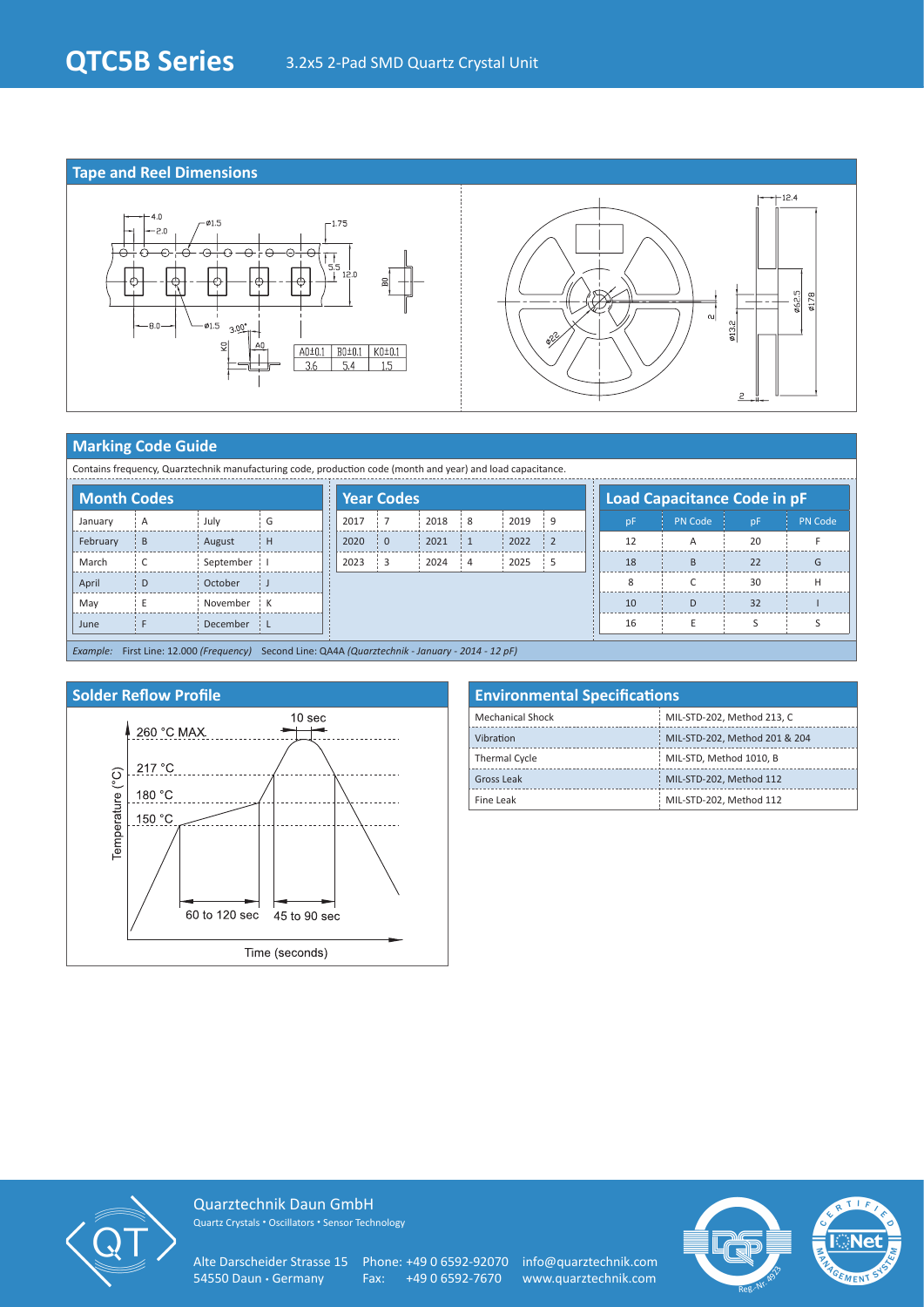# QTC5B Series

3.2x5 2-Pad SMD Quartz Crystal Unit

## Tape and Reel Dimensions

4.0
2.0
ø1.5
1.75
5.5
12.0
B0
8.0
ø1.5
3.00°
K0
A0

| A0±0.1 | B0±0.1 | K0±0.1 |
|---|---|---|
| 3.6 | 5.4 | 1.5 |

12.4
ø22
2
ø13.2
ø62.5
ø178
2

## Marking Code Guide

Contains frequency, Quarztechnik manufacturing code, production code (month and year) and load capacitance.

### Month Codes

| | | | |
|---|---|---|---|
| January | A | July | G |
| February | B | August | H |
| March | C | September | I |
| April | D | October | J |
| May | E | November | K |
| June | F | December | L |

### Year Codes

| | | | | | |
|---|---|---|---|---|---|
| 2017 | 7 | 2018 | 8 | 2019 | 9 |
| 2020 | 0 | 2021 | 1 | 2022 | 2 |
| 2023 | 3 | 2024 | 4 | 2025 | 5 |

### Load Capacitance Code in pF

| pF | PN Code | pF | PN Code |
|---|---|---|---|
| 12 | A | 20 | F |
| 18 | B | 22 | G |
| 8 | C | 30 | H |
| 10 | D | 32 | I |
| 16 | E | S | S |

*Example:* First Line: 12.000 *(Frequency)* Second Line: QA4A *(Quarztechnik - January - 2014 - 12 pF)*

## Solder Reflow Profile

10 sec
260 °C MAX.
217 °C
180 °C
150 °C
Temperature (°C)
60 to 120 sec
45 to 90 sec
Time (seconds)

## Environmental Specifications

| | |
|---|---|
| Mechanical Shock | MIL-STD-202, Method 213, C |
| Vibration | MIL-STD-202, Method 201 & 204 |
| Thermal Cycle | MIL-STD, Method 1010, B |
| Gross Leak | MIL-STD-202, Method 112 |
| Fine Leak | MIL-STD-202, Method 112 |

Quarztechnik Daun GmbH
Quartz Crystals • Oscillators • Sensor Technology

Alte Darscheider Strasse 15
54550 Daun • Germany

Phone: +49 0 6592-92070
Fax: +49 0 6592-7670

info@quarztechnik.com
www.quarztechnik.com